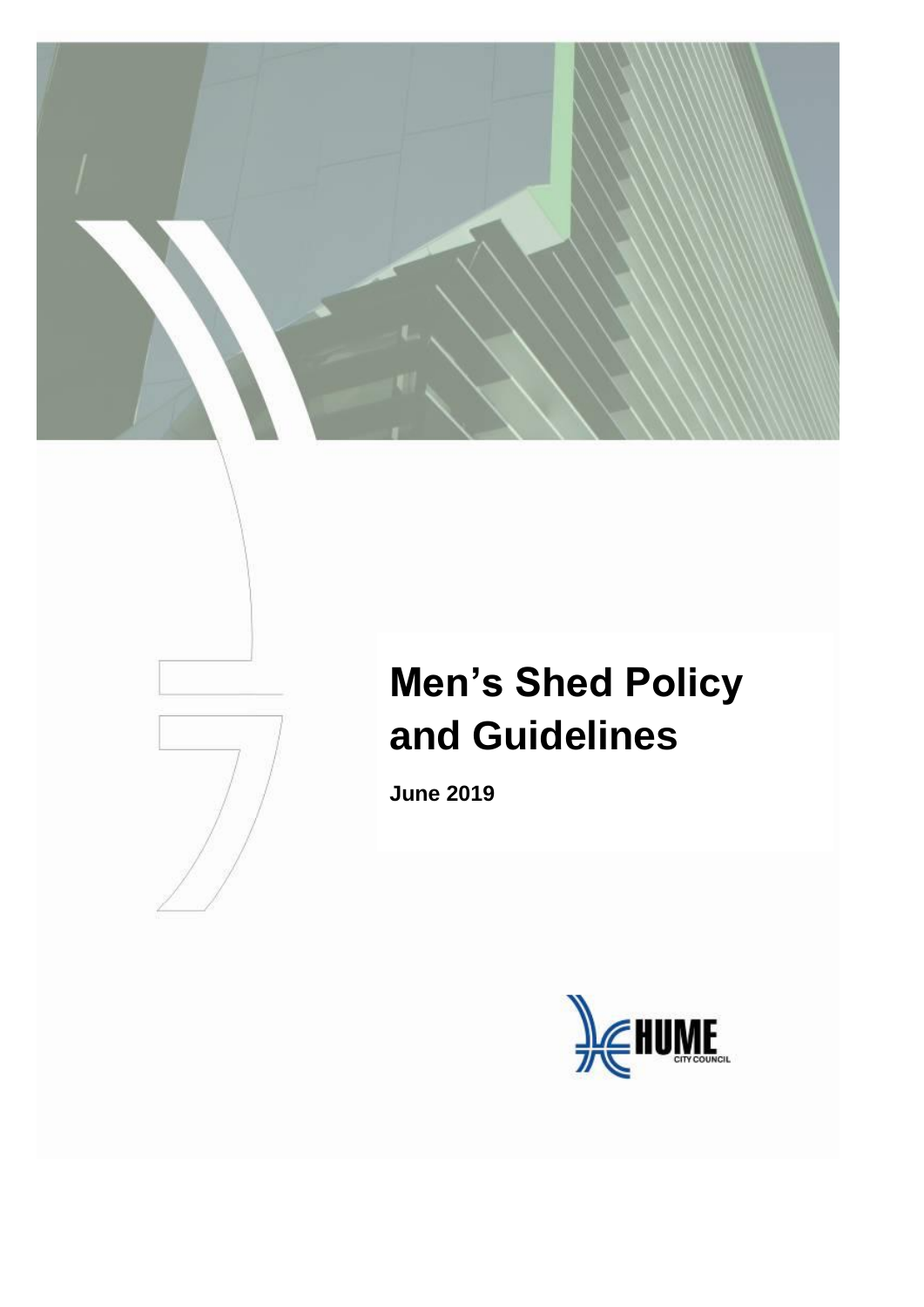# Men's Shed Policy and Guidelines

**June 2019**

HUME CITY COUNCIL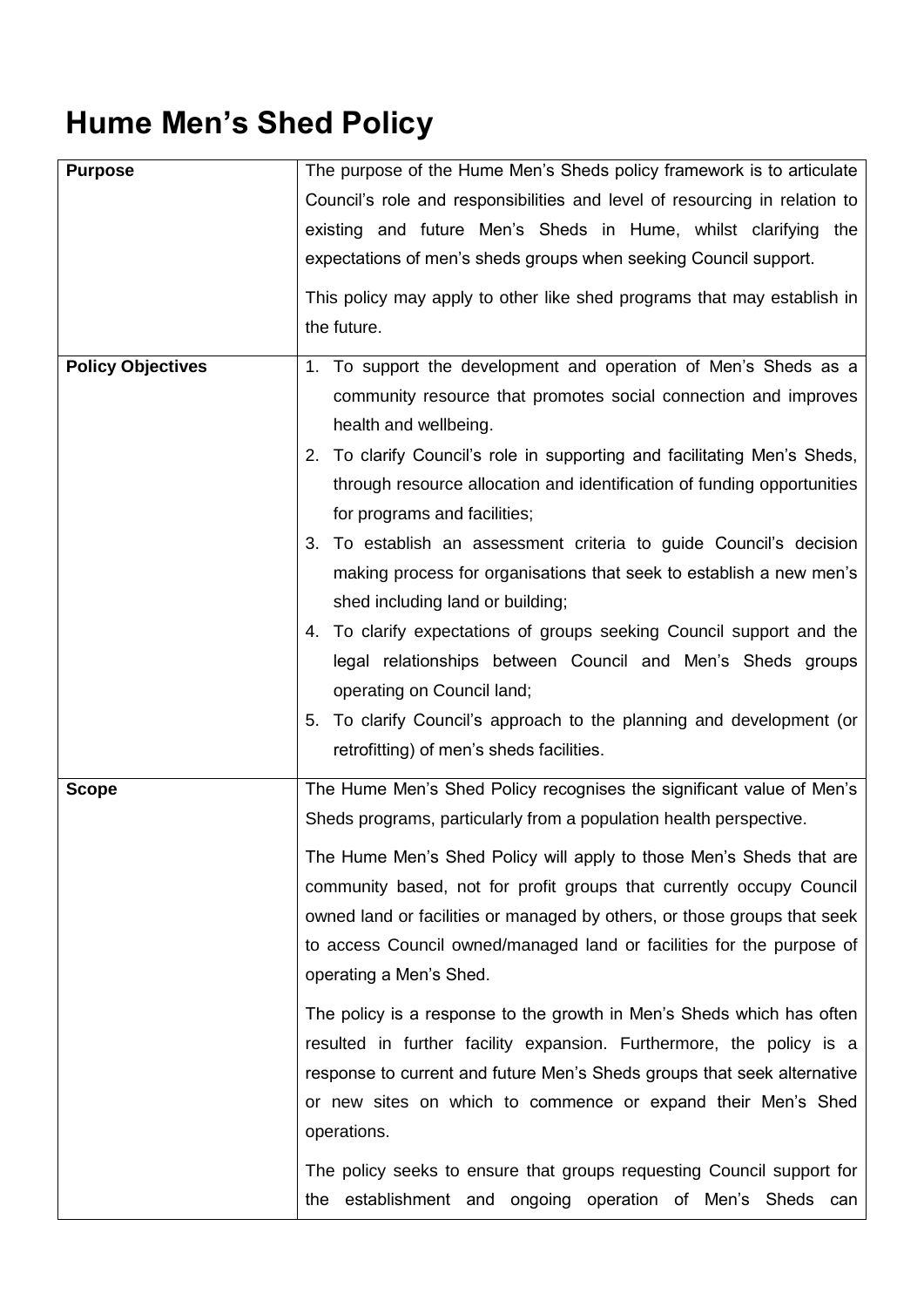# Hume Men's Shed Policy

| | |
|---|---|
| **Purpose** | The purpose of the Hume Men's Sheds policy framework is to articulate Council's role and responsibilities and level of resourcing in relation to existing and future Men's Sheds in Hume, whilst clarifying the expectations of men's sheds groups when seeking Council support.<br><br>This policy may apply to other like shed programs that may establish in the future. |
| **Policy Objectives** | 1. To support the development and operation of Men's Sheds as a community resource that promotes social connection and improves health and wellbeing.<br>2. To clarify Council's role in supporting and facilitating Men's Sheds, through resource allocation and identification of funding opportunities for programs and facilities;<br>3. To establish an assessment criteria to guide Council's decision making process for organisations that seek to establish a new men's shed including land or building;<br>4. To clarify expectations of groups seeking Council support and the legal relationships between Council and Men's Sheds groups operating on Council land;<br>5. To clarify Council's approach to the planning and development (or retrofitting) of men's sheds facilities. |
| **Scope** | The Hume Men's Shed Policy recognises the significant value of Men's Sheds programs, particularly from a population health perspective.<br><br>The Hume Men's Shed Policy will apply to those Men's Sheds that are community based, not for profit groups that currently occupy Council owned land or facilities or managed by others, or those groups that seek to access Council owned/managed land or facilities for the purpose of operating a Men's Shed.<br><br>The policy is a response to the growth in Men's Sheds which has often resulted in further facility expansion. Furthermore, the policy is a response to current and future Men's Sheds groups that seek alternative or new sites on which to commence or expand their Men's Shed operations.<br><br>The policy seeks to ensure that groups requesting Council support for the establishment and ongoing operation of Men's Sheds can |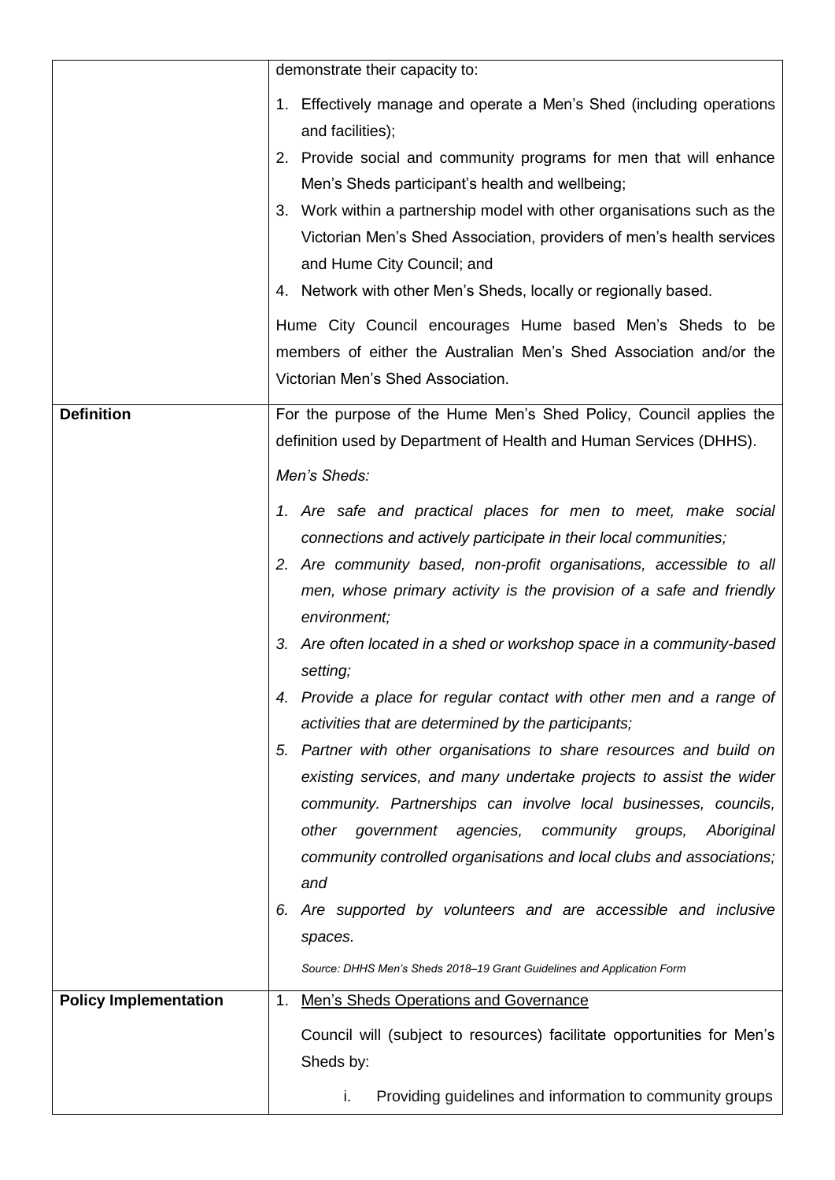| | |
|---|---|
| | demonstrate their capacity to:<br><br>1. Effectively manage and operate a Men's Shed (including operations and facilities);<br>2. Provide social and community programs for men that will enhance Men's Sheds participant's health and wellbeing;<br>3. Work within a partnership model with other organisations such as the Victorian Men's Shed Association, providers of men's health services and Hume City Council; and<br>4. Network with other Men's Sheds, locally or regionally based.<br><br>Hume City Council encourages Hume based Men's Sheds to be members of either the Australian Men's Shed Association and/or the Victorian Men's Shed Association. |
| **Definition** | For the purpose of the Hume Men's Shed Policy, Council applies the definition used by Department of Health and Human Services (DHHS).<br><br>*Men's Sheds:*<br><br>*1. Are safe and practical places for men to meet, make social connections and actively participate in their local communities;*<br>*2. Are community based, non-profit organisations, accessible to all men, whose primary activity is the provision of a safe and friendly environment;*<br>*3. Are often located in a shed or workshop space in a community-based setting;*<br>*4. Provide a place for regular contact with other men and a range of activities that are determined by the participants;*<br>*5. Partner with other organisations to share resources and build on existing services, and many undertake projects to assist the wider community. Partnerships can involve local businesses, councils, other government agencies, community groups, Aboriginal community controlled organisations and local clubs and associations; and*<br>*6. Are supported by volunteers and are accessible and inclusive spaces.*<br><br>*Source: DHHS Men's Sheds 2018–19 Grant Guidelines and Application Form* |
| **Policy Implementation** | 1. Men's Sheds Operations and Governance<br><br>Council will (subject to resources) facilitate opportunities for Men's Sheds by:<br><br>i. Providing guidelines and information to community groups |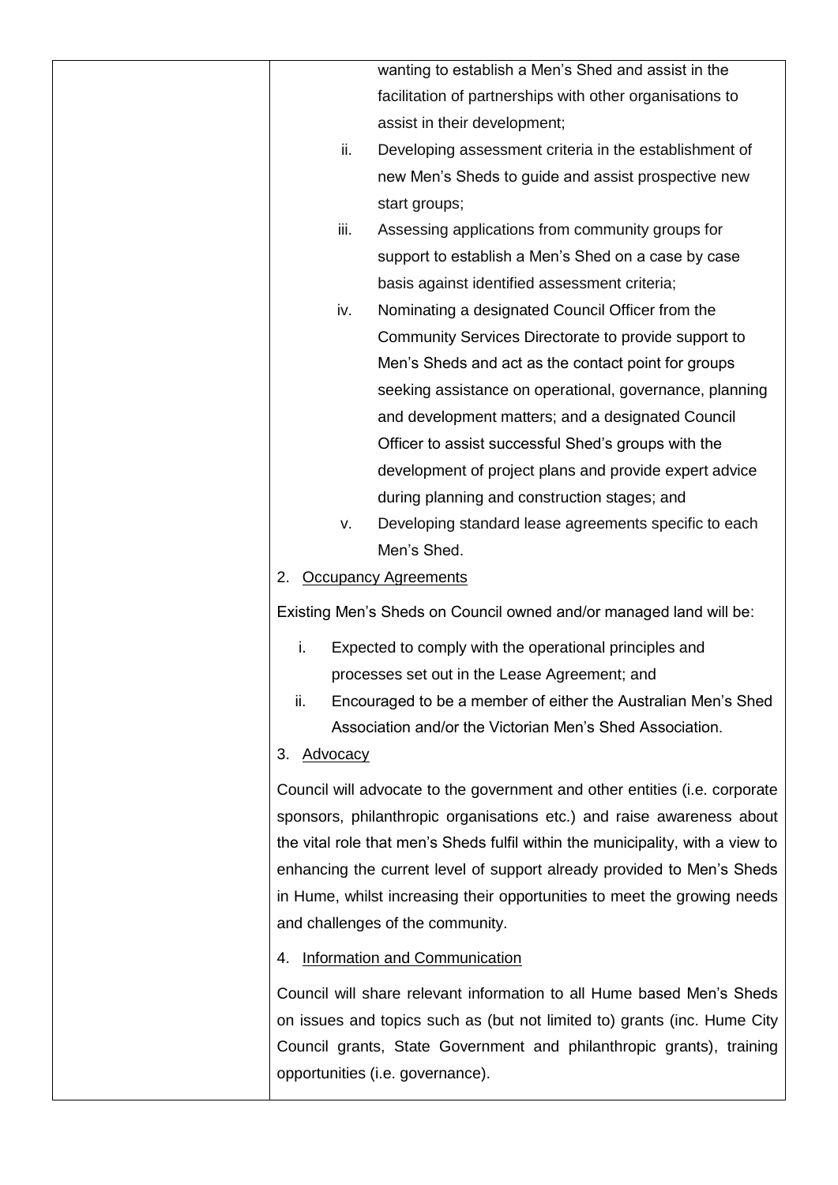|  |  |
|---|---|
|  | wanting to establish a Men's Shed and assist in the facilitation of partnerships with other organisations to assist in their development;<br>ii. Developing assessment criteria in the establishment of new Men's Sheds to guide and assist prospective new start groups;<br>iii. Assessing applications from community groups for support to establish a Men's Shed on a case by case basis against identified assessment criteria;<br>iv. Nominating a designated Council Officer from the Community Services Directorate to provide support to Men's Sheds and act as the contact point for groups seeking assistance on operational, governance, planning and development matters; and a designated Council Officer to assist successful Shed's groups with the development of project plans and provide expert advice during planning and construction stages; and<br>v. Developing standard lease agreements specific to each Men's Shed.<br><br>2. <u>Occupancy Agreements</u><br><br>Existing Men's Sheds on Council owned and/or managed land will be:<br>i. Expected to comply with the operational principles and processes set out in the Lease Agreement; and<br>ii. Encouraged to be a member of either the Australian Men's Shed Association and/or the Victorian Men's Shed Association.<br><br>3. <u>Advocacy</u><br><br>Council will advocate to the government and other entities (i.e. corporate sponsors, philanthropic organisations etc.) and raise awareness about the vital role that men's Sheds fulfil within the municipality, with a view to enhancing the current level of support already provided to Men's Sheds in Hume, whilst increasing their opportunities to meet the growing needs and challenges of the community.<br><br>4. <u>Information and Communication</u><br><br>Council will share relevant information to all Hume based Men's Sheds on issues and topics such as (but not limited to) grants (inc. Hume City Council grants, State Government and philanthropic grants), training opportunities (i.e. governance). |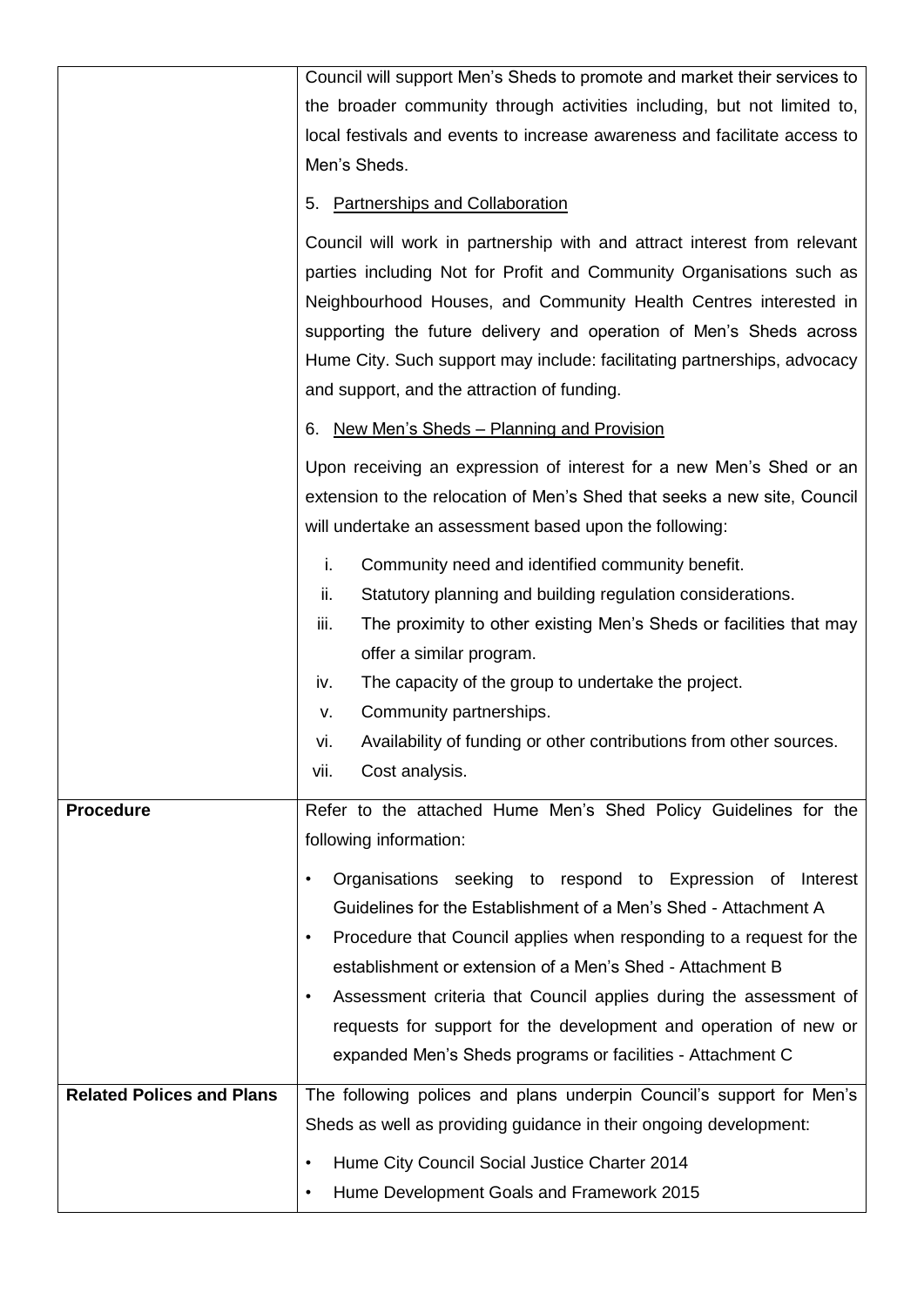| | |
|---|---|
| | Council will support Men's Sheds to promote and market their services to the broader community through activities including, but not limited to, local festivals and events to increase awareness and facilitate access to Men's Sheds.<br><br>5. <u>Partnerships and Collaboration</u><br><br>Council will work in partnership with and attract interest from relevant parties including Not for Profit and Community Organisations such as Neighbourhood Houses, and Community Health Centres interested in supporting the future delivery and operation of Men's Sheds across Hume City. Such support may include: facilitating partnerships, advocacy and support, and the attraction of funding.<br><br>6. <u>New Men's Sheds – Planning and Provision</u><br><br>Upon receiving an expression of interest for a new Men's Shed or an extension to the relocation of Men's Shed that seeks a new site, Council will undertake an assessment based upon the following:<br><br>i. Community need and identified community benefit.<br>ii. Statutory planning and building regulation considerations.<br>iii. The proximity to other existing Men's Sheds or facilities that may offer a similar program.<br>iv. The capacity of the group to undertake the project.<br>v. Community partnerships.<br>vi. Availability of funding or other contributions from other sources.<br>vii. Cost analysis. |
| **Procedure** | Refer to the attached Hume Men's Shed Policy Guidelines for the following information:<br><br>• Organisations seeking to respond to Expression of Interest Guidelines for the Establishment of a Men's Shed - Attachment A<br>• Procedure that Council applies when responding to a request for the establishment or extension of a Men's Shed - Attachment B<br>• Assessment criteria that Council applies during the assessment of requests for support for the development and operation of new or expanded Men's Sheds programs or facilities - Attachment C |
| **Related Polices and Plans** | The following polices and plans underpin Council's support for Men's Sheds as well as providing guidance in their ongoing development:<br><br>• Hume City Council Social Justice Charter 2014<br>• Hume Development Goals and Framework 2015 |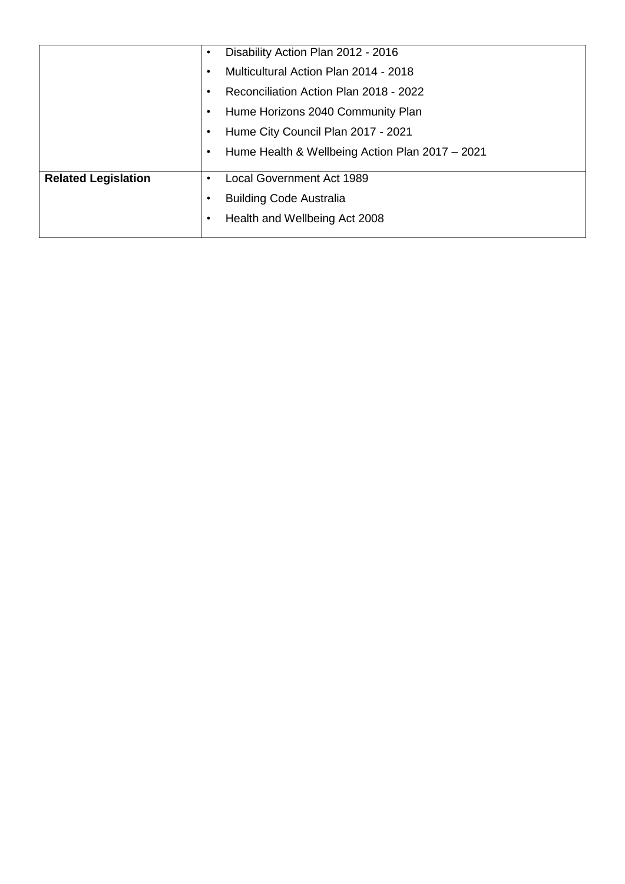| | |
|---|---|
| | • Disability Action Plan 2012 - 2016<br>• Multicultural Action Plan 2014 - 2018<br>• Reconciliation Action Plan 2018 - 2022<br>• Hume Horizons 2040 Community Plan<br>• Hume City Council Plan 2017 - 2021<br>• Hume Health & Wellbeing Action Plan 2017 – 2021 |
| **Related Legislation** | • Local Government Act 1989<br>• Building Code Australia<br>• Health and Wellbeing Act 2008 |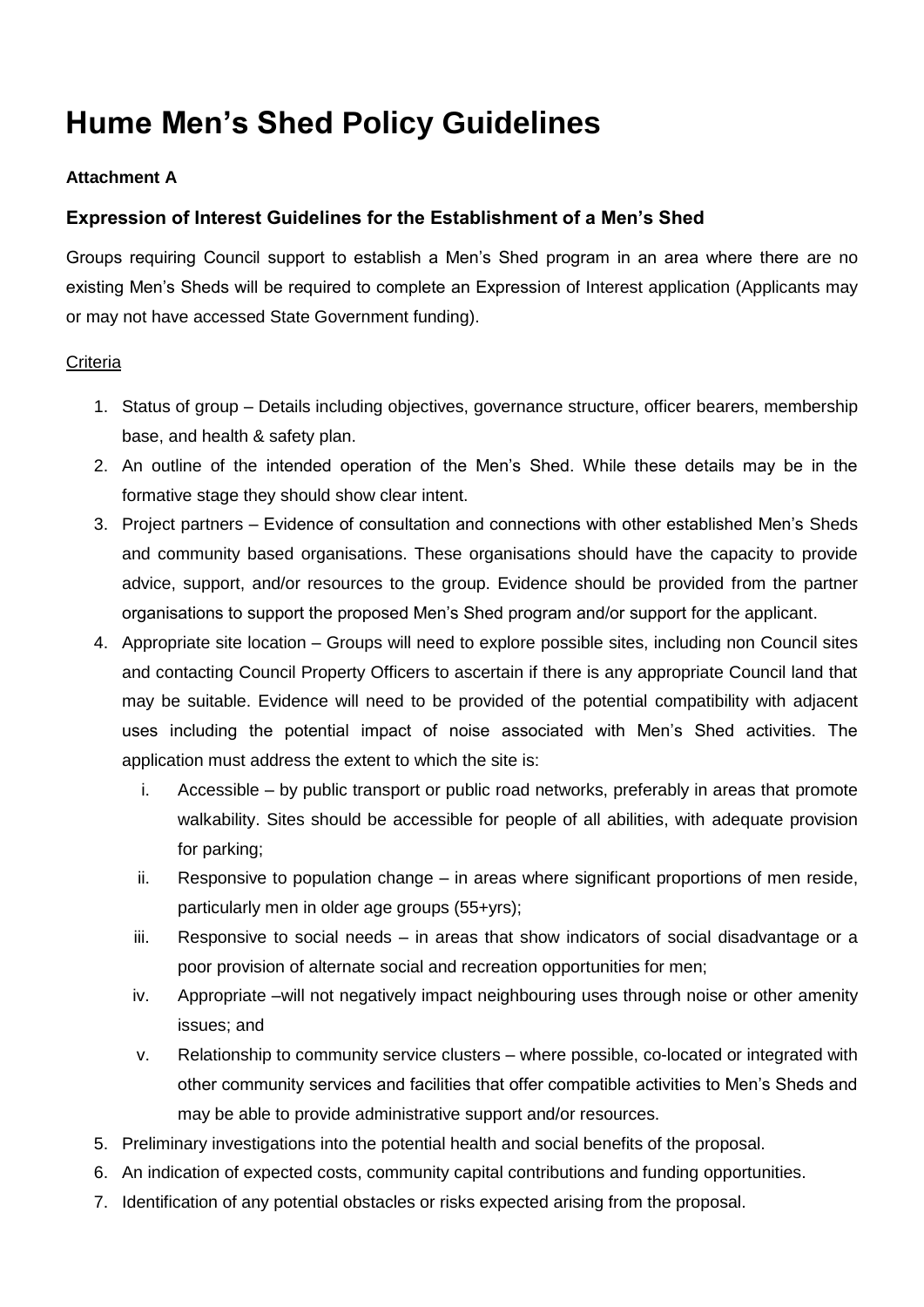# Hume Men's Shed Policy Guidelines

**Attachment A**

### Expression of Interest Guidelines for the Establishment of a Men's Shed

Groups requiring Council support to establish a Men's Shed program in an area where there are no existing Men's Sheds will be required to complete an Expression of Interest application (Applicants may or may not have accessed State Government funding).

Criteria

1. Status of group – Details including objectives, governance structure, officer bearers, membership base, and health & safety plan.
2. An outline of the intended operation of the Men's Shed. While these details may be in the formative stage they should show clear intent.
3. Project partners – Evidence of consultation and connections with other established Men's Sheds and community based organisations. These organisations should have the capacity to provide advice, support, and/or resources to the group. Evidence should be provided from the partner organisations to support the proposed Men's Shed program and/or support for the applicant.
4. Appropriate site location – Groups will need to explore possible sites, including non Council sites and contacting Council Property Officers to ascertain if there is any appropriate Council land that may be suitable. Evidence will need to be provided of the potential compatibility with adjacent uses including the potential impact of noise associated with Men's Shed activities. The application must address the extent to which the site is:
    i. Accessible – by public transport or public road networks, preferably in areas that promote walkability. Sites should be accessible for people of all abilities, with adequate provision for parking;
    ii. Responsive to population change – in areas where significant proportions of men reside, particularly men in older age groups (55+yrs);
    iii. Responsive to social needs – in areas that show indicators of social disadvantage or a poor provision of alternate social and recreation opportunities for men;
    iv. Appropriate –will not negatively impact neighbouring uses through noise or other amenity issues; and
    v. Relationship to community service clusters – where possible, co-located or integrated with other community services and facilities that offer compatible activities to Men's Sheds and may be able to provide administrative support and/or resources.
5. Preliminary investigations into the potential health and social benefits of the proposal.
6. An indication of expected costs, community capital contributions and funding opportunities.
7. Identification of any potential obstacles or risks expected arising from the proposal.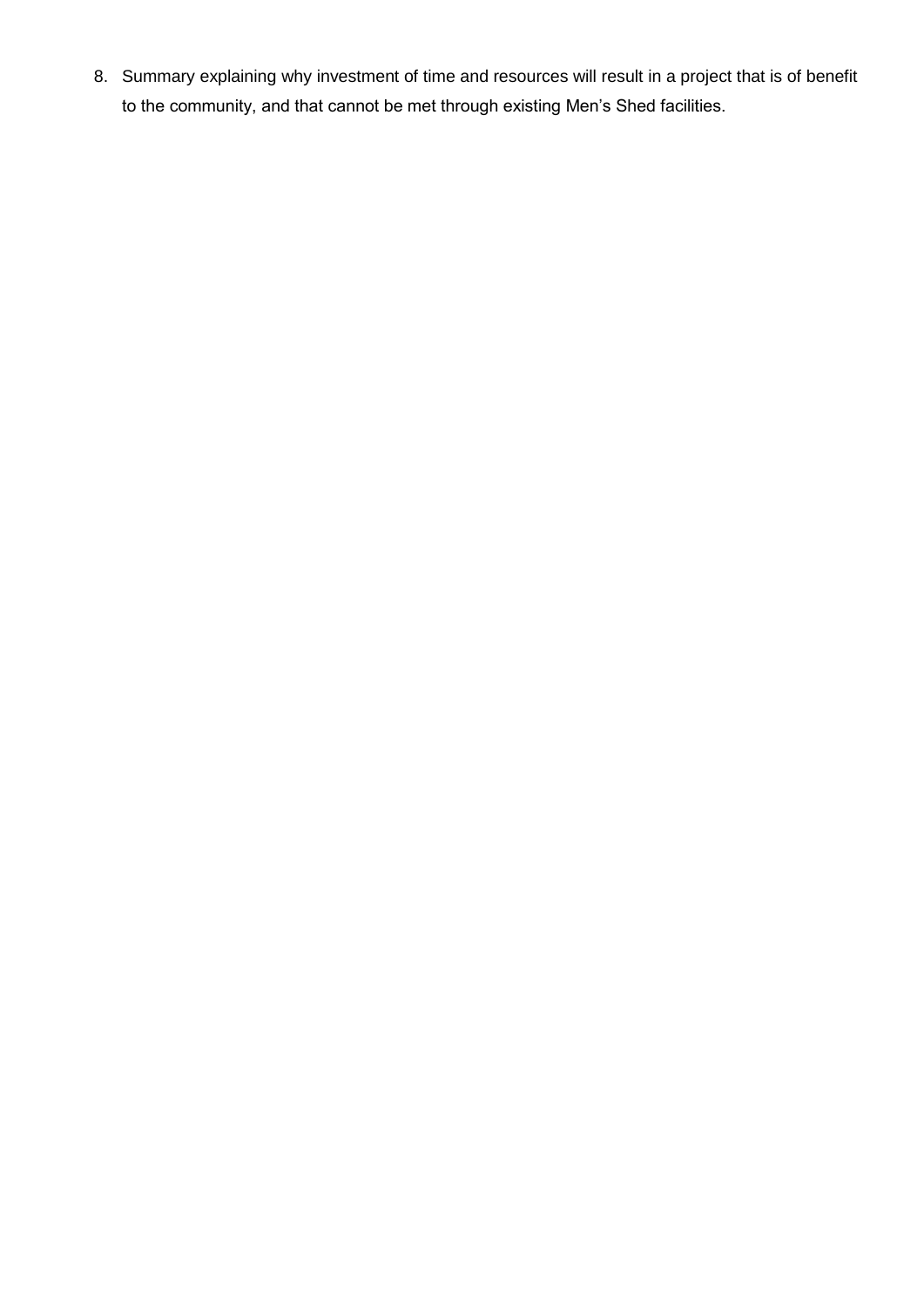8. Summary explaining why investment of time and resources will result in a project that is of benefit to the community, and that cannot be met through existing Men's Shed facilities.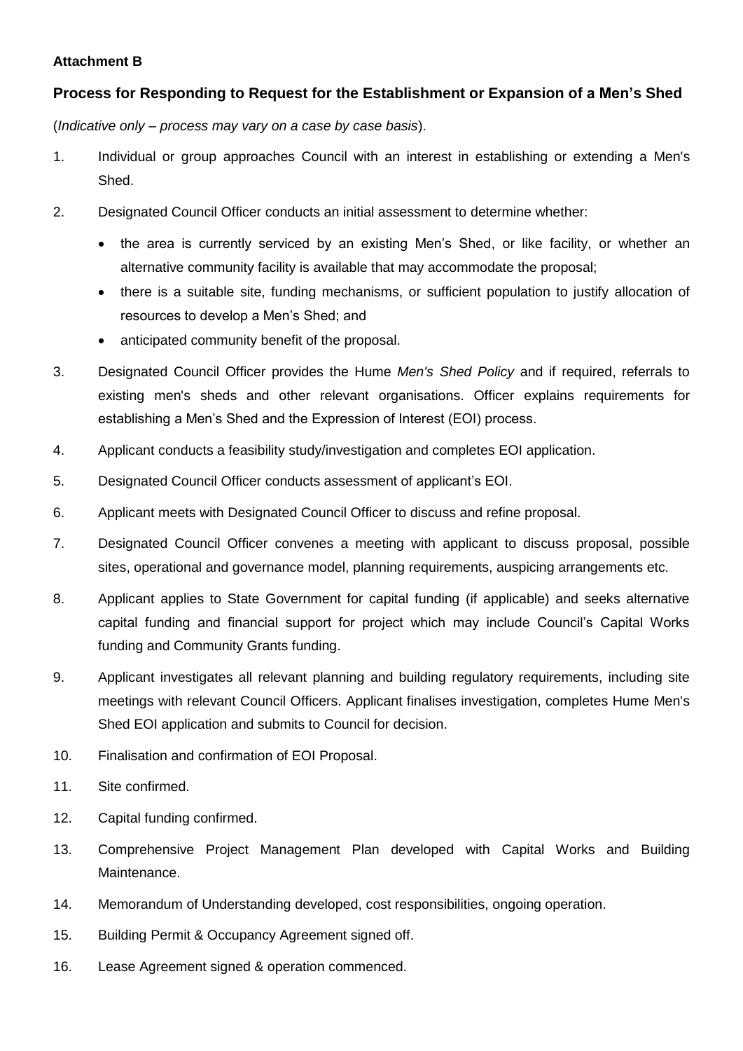**Attachment B**

## Process for Responding to Request for the Establishment or Expansion of a Men's Shed

(*Indicative only – process may vary on a case by case basis*).

1. Individual or group approaches Council with an interest in establishing or extending a Men's Shed.
2. Designated Council Officer conducts an initial assessment to determine whether:
   - the area is currently serviced by an existing Men's Shed, or like facility, or whether an alternative community facility is available that may accommodate the proposal;
   - there is a suitable site, funding mechanisms, or sufficient population to justify allocation of resources to develop a Men's Shed; and
   - anticipated community benefit of the proposal.
3. Designated Council Officer provides the Hume *Men's Shed Policy* and if required, referrals to existing men's sheds and other relevant organisations. Officer explains requirements for establishing a Men's Shed and the Expression of Interest (EOI) process.
4. Applicant conducts a feasibility study/investigation and completes EOI application.
5. Designated Council Officer conducts assessment of applicant's EOI.
6. Applicant meets with Designated Council Officer to discuss and refine proposal.
7. Designated Council Officer convenes a meeting with applicant to discuss proposal, possible sites, operational and governance model, planning requirements, auspicing arrangements etc.
8. Applicant applies to State Government for capital funding (if applicable) and seeks alternative capital funding and financial support for project which may include Council's Capital Works funding and Community Grants funding.
9. Applicant investigates all relevant planning and building regulatory requirements, including site meetings with relevant Council Officers. Applicant finalises investigation, completes Hume Men's Shed EOI application and submits to Council for decision.
10. Finalisation and confirmation of EOI Proposal.
11. Site confirmed.
12. Capital funding confirmed.
13. Comprehensive Project Management Plan developed with Capital Works and Building Maintenance.
14. Memorandum of Understanding developed, cost responsibilities, ongoing operation.
15. Building Permit & Occupancy Agreement signed off.
16. Lease Agreement signed & operation commenced.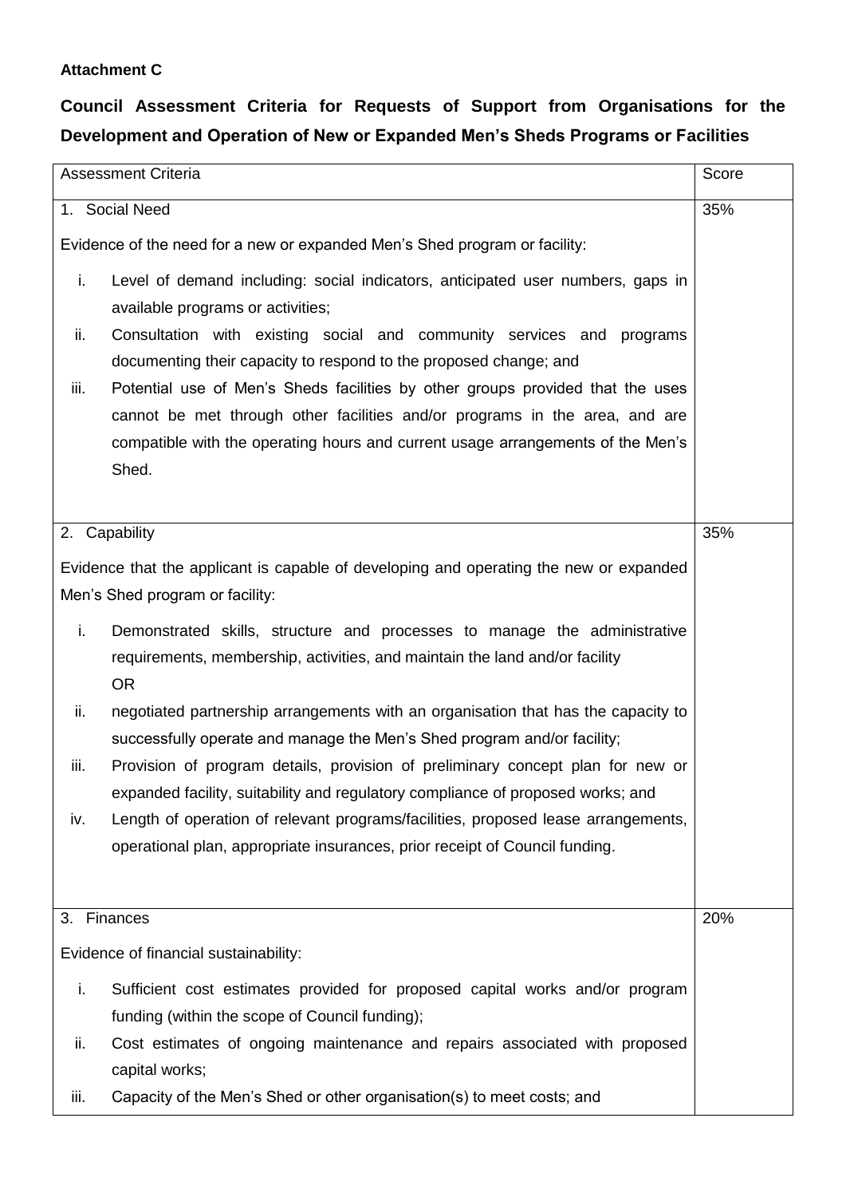**Attachment C**

## Council Assessment Criteria for Requests of Support from Organisations for the Development and Operation of New or Expanded Men's Sheds Programs or Facilities

| Assessment Criteria | Score |
| --- | --- |
| 1. Social Need<br><br>Evidence of the need for a new or expanded Men's Shed program or facility:<br><br>i. Level of demand including: social indicators, anticipated user numbers, gaps in available programs or activities;<br>ii. Consultation with existing social and community services and programs documenting their capacity to respond to the proposed change; and<br>iii. Potential use of Men's Sheds facilities by other groups provided that the uses cannot be met through other facilities and/or programs in the area, and are compatible with the operating hours and current usage arrangements of the Men's Shed. | 35% |
| 2. Capability<br><br>Evidence that the applicant is capable of developing and operating the new or expanded Men's Shed program or facility:<br><br>i. Demonstrated skills, structure and processes to manage the administrative requirements, membership, activities, and maintain the land and/or facility<br>OR<br>ii. negotiated partnership arrangements with an organisation that has the capacity to successfully operate and manage the Men's Shed program and/or facility;<br>iii. Provision of program details, provision of preliminary concept plan for new or expanded facility, suitability and regulatory compliance of proposed works; and<br>iv. Length of operation of relevant programs/facilities, proposed lease arrangements, operational plan, appropriate insurances, prior receipt of Council funding. | 35% |
| 3. Finances<br><br>Evidence of financial sustainability:<br><br>i. Sufficient cost estimates provided for proposed capital works and/or program funding (within the scope of Council funding);<br>ii. Cost estimates of ongoing maintenance and repairs associated with proposed capital works;<br>iii. Capacity of the Men's Shed or other organisation(s) to meet costs; and | 20% |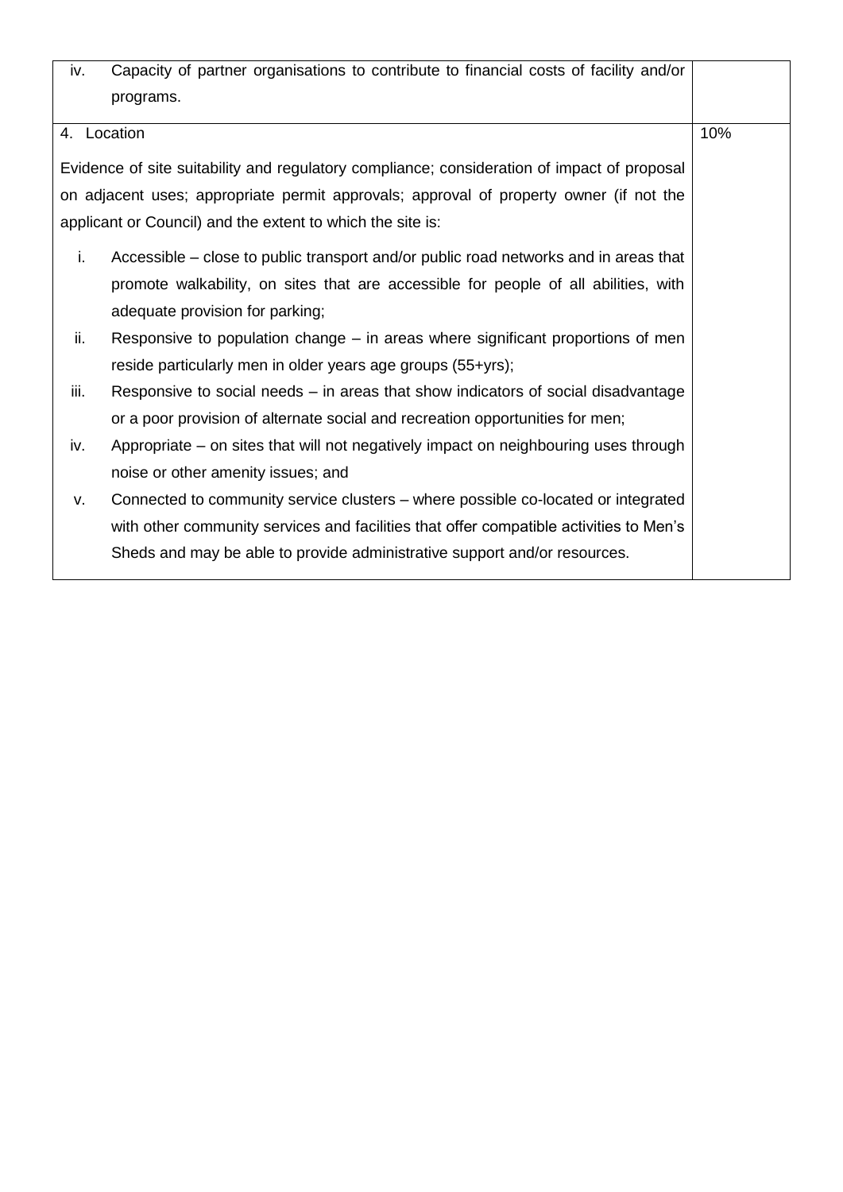| | |
|---|---|
| iv. Capacity of partner organisations to contribute to financial costs of facility and/or programs. | |
| 4. Location<br><br>Evidence of site suitability and regulatory compliance; consideration of impact of proposal on adjacent uses; appropriate permit approvals; approval of property owner (if not the applicant or Council) and the extent to which the site is:<br><br>i. Accessible – close to public transport and/or public road networks and in areas that promote walkability, on sites that are accessible for people of all abilities, with adequate provision for parking;<br>ii. Responsive to population change – in areas where significant proportions of men reside particularly men in older years age groups (55+yrs);<br>iii. Responsive to social needs – in areas that show indicators of social disadvantage or a poor provision of alternate social and recreation opportunities for men;<br>iv. Appropriate – on sites that will not negatively impact on neighbouring uses through noise or other amenity issues; and<br>v. Connected to community service clusters – where possible co-located or integrated with other community services and facilities that offer compatible activities to Men's Sheds and may be able to provide administrative support and/or resources. | 10% |